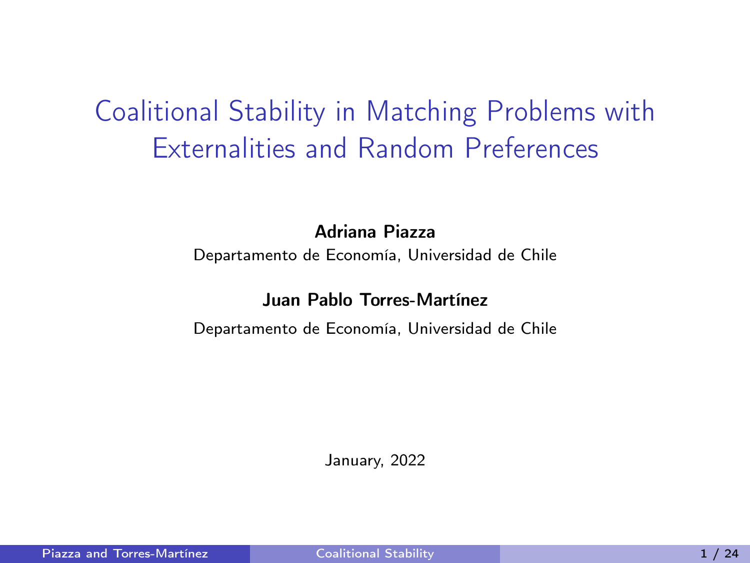# Coalitional Stability in Matching Problems with Externalities and Random Preferences

**Adriana Piazza**

Departamento de Economía, Universidad de Chile

**Juan Pablo Torres-Martínez**

Departamento de Economía, Universidad de Chile

January, 2022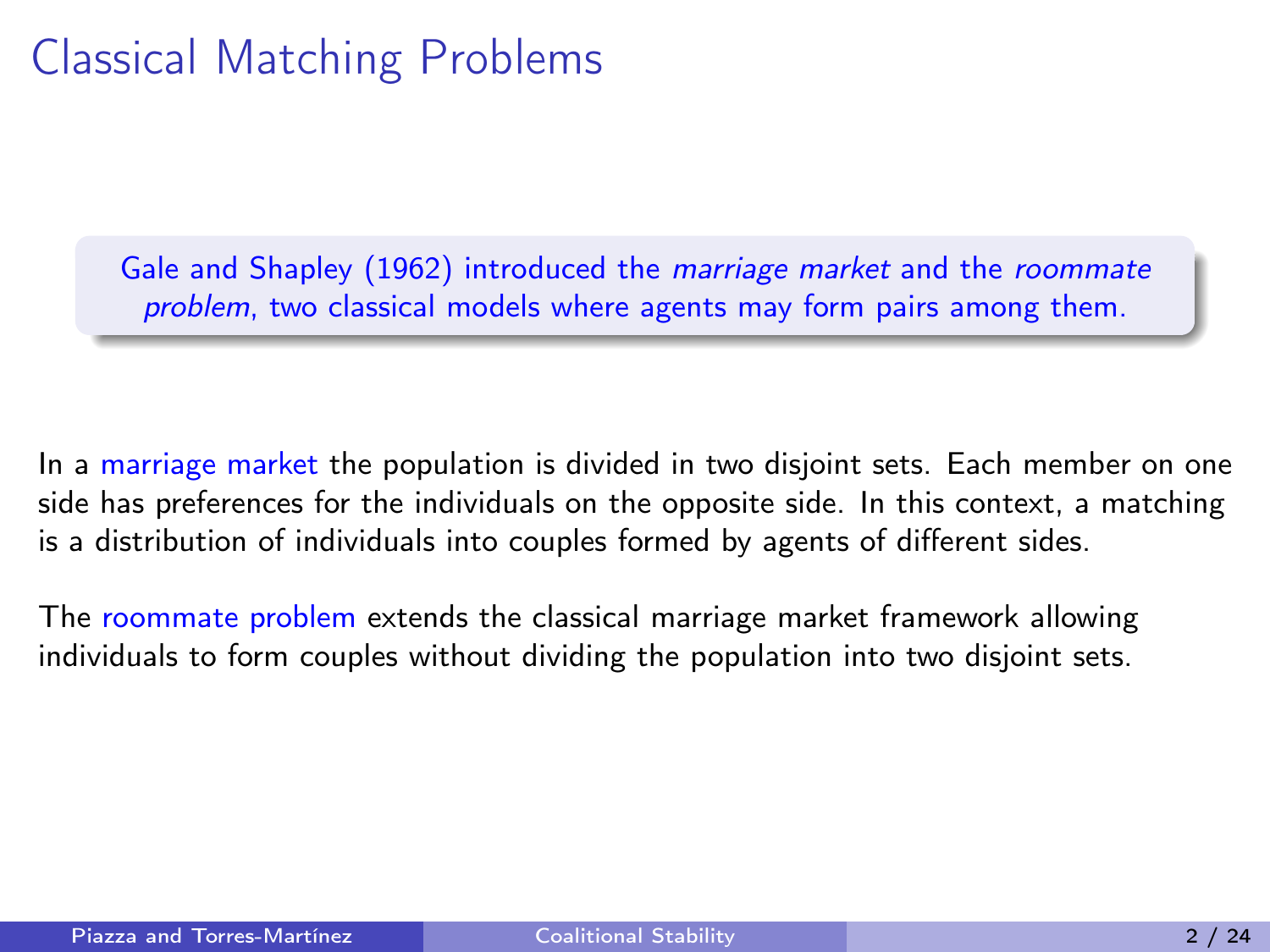# Classical Matching Problems

Gale and Shapley (1962) introduced the *marriage market* and the *roommate problem*, two classical models where agents may form pairs among them.

In a marriage market the population is divided in two disjoint sets. Each member on one side has preferences for the individuals on the opposite side. In this context, a matching is a distribution of individuals into couples formed by agents of different sides.

The roommate problem extends the classical marriage market framework allowing individuals to form couples without dividing the population into two disjoint sets.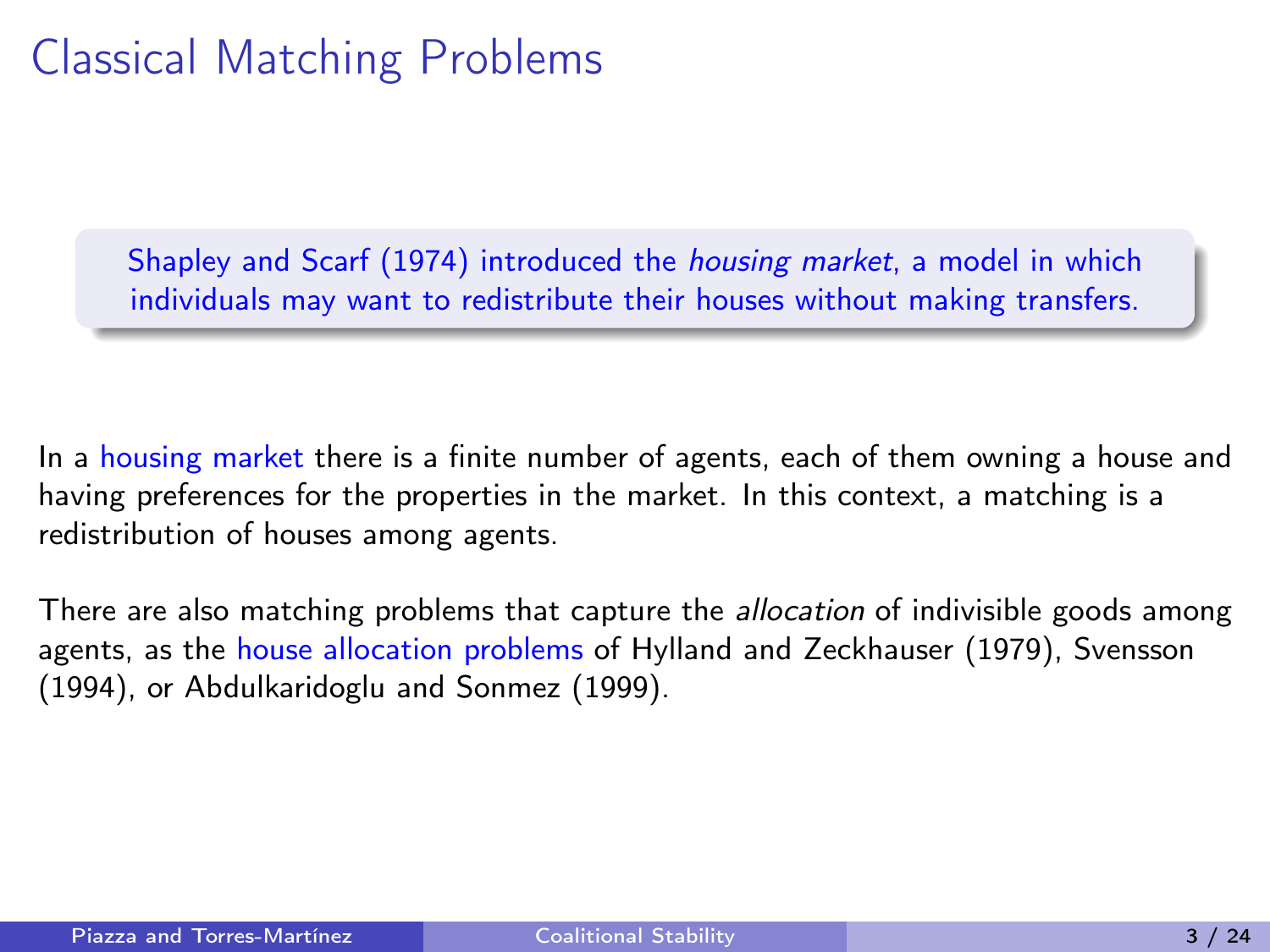# Classical Matching Problems

> Shapley and Scarf (1974) introduced the *housing market*, a model in which individuals may want to redistribute their houses without making transfers.

In a housing market there is a finite number of agents, each of them owning a house and having preferences for the properties in the market. In this context, a matching is a redistribution of houses among agents.

There are also matching problems that capture the *allocation* of indivisible goods among agents, as the house allocation problems of Hylland and Zeckhauser (1979), Svensson (1994), or Abdulkaridoglu and Sonmez (1999).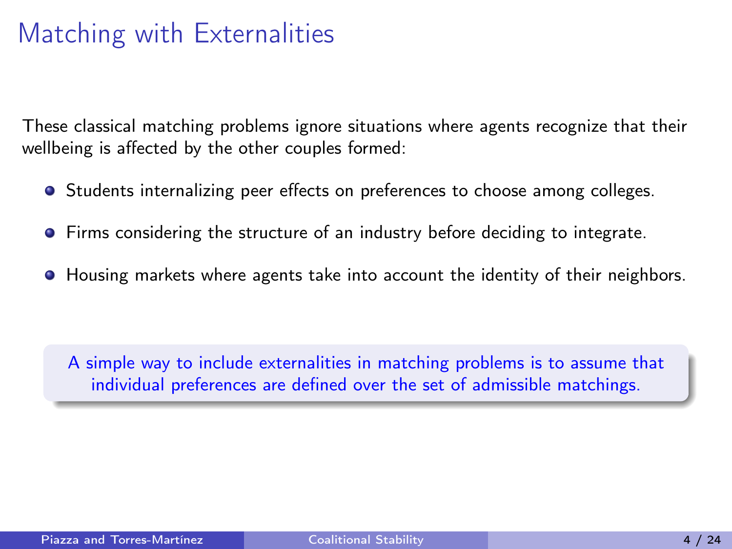# Matching with Externalities

These classical matching problems ignore situations where agents recognize that their wellbeing is affected by the other couples formed:

- Students internalizing peer effects on preferences to choose among colleges.
- Firms considering the structure of an industry before deciding to integrate.
- Housing markets where agents take into account the identity of their neighbors.

> A simple way to include externalities in matching problems is to assume that individual preferences are defined over the set of admissible matchings.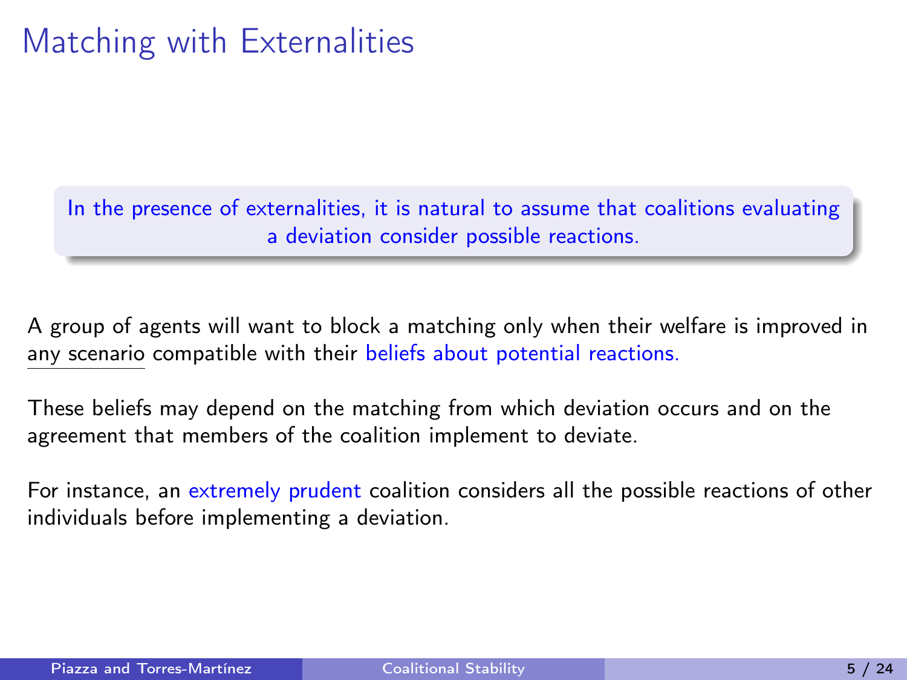# Matching with Externalities

> In the presence of externalities, it is natural to assume that coalitions evaluating a deviation consider possible reactions.

A group of agents will want to block a matching only when their welfare is improved in any scenario compatible with their beliefs about potential reactions.

These beliefs may depend on the matching from which deviation occurs and on the agreement that members of the coalition implement to deviate.

For instance, an extremely prudent coalition considers all the possible reactions of other individuals before implementing a deviation.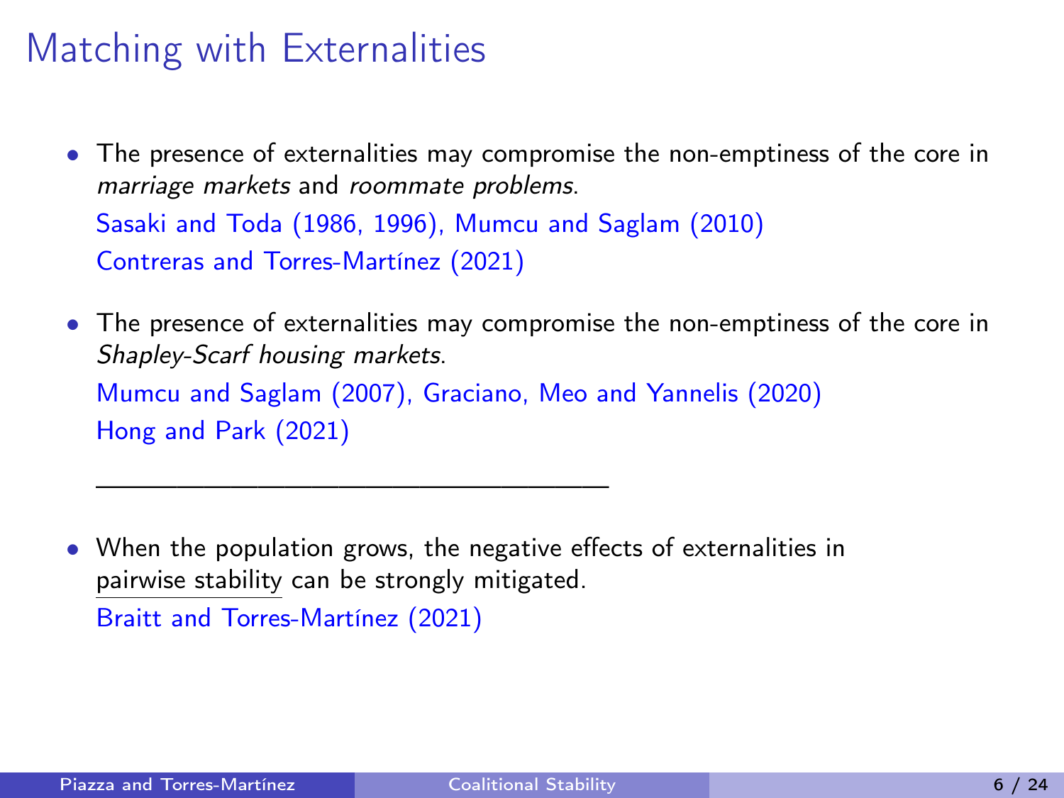# Matching with Externalities

- The presence of externalities may compromise the non-emptiness of the core in *marriage markets* and *roommate problems*.

  Sasaki and Toda (1986, 1996), Mumcu and Saglam (2010)

  Contreras and Torres-Martínez (2021)

- The presence of externalities may compromise the non-emptiness of the core in *Shapley-Scarf housing markets*.

  Mumcu and Saglam (2007), Graciano, Meo and Yannelis (2020)

  Hong and Park (2021)

---

- When the population grows, the negative effects of externalities in pairwise stability can be strongly mitigated.

  Braitt and Torres-Martínez (2021)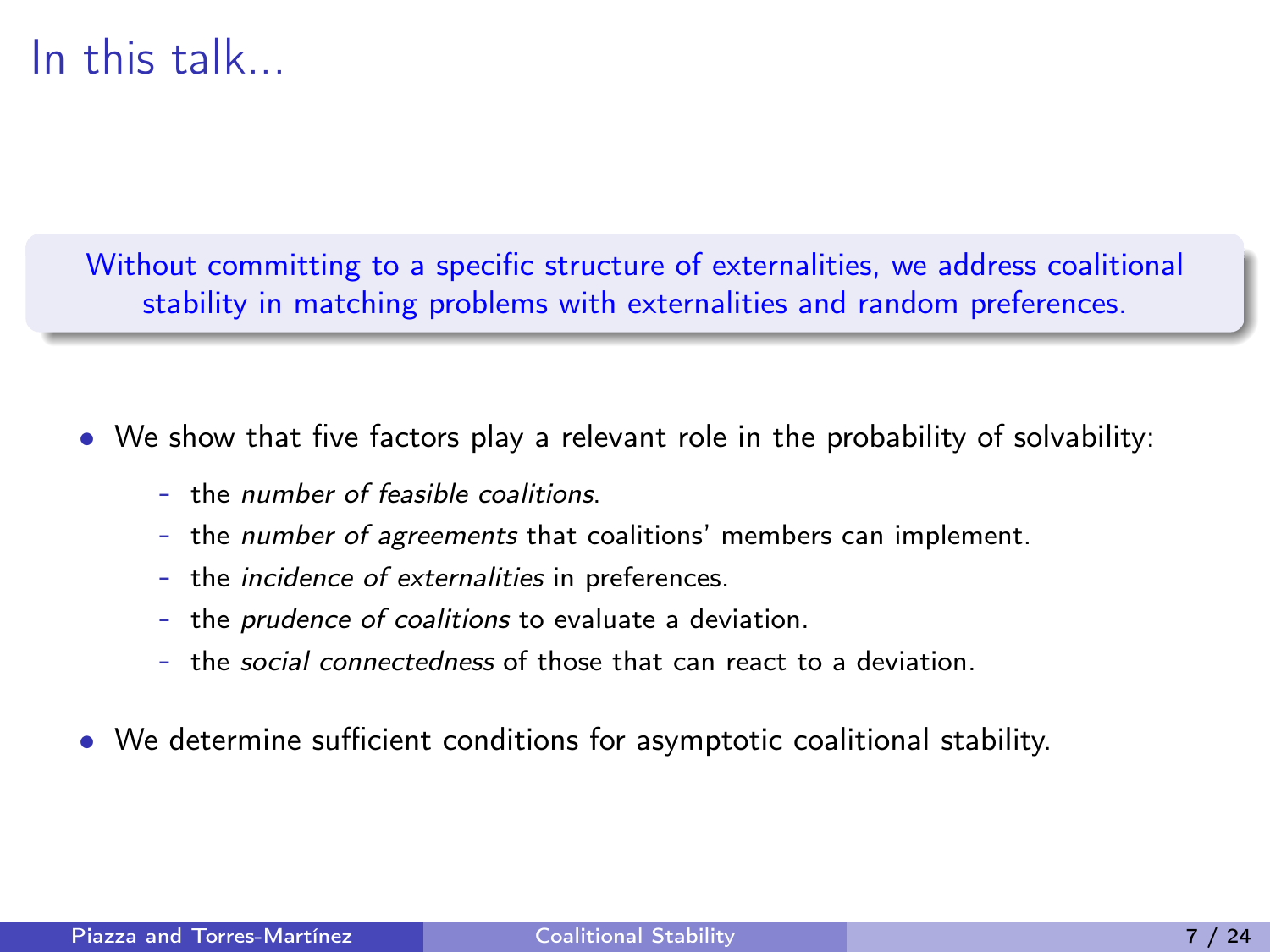# In this talk...

Without committing to a specific structure of externalities, we address coalitional stability in matching problems with externalities and random preferences.

- We show that five factors play a relevant role in the probability of solvability:
  - the *number of feasible coalitions*.
  - the *number of agreements* that coalitions' members can implement.
  - the *incidence of externalities* in preferences.
  - the *prudence of coalitions* to evaluate a deviation.
  - the *social connectedness* of those that can react to a deviation.
- We determine sufficient conditions for asymptotic coalitional stability.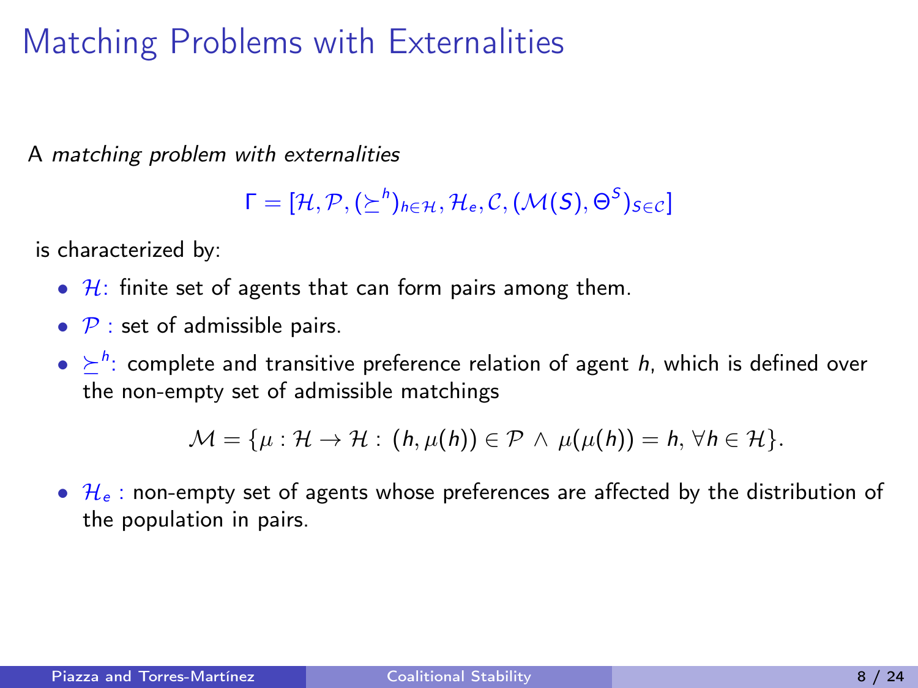# Matching Problems with Externalities

A *matching problem with externalities*

$$\Gamma = [\mathcal{H}, \mathcal{P}, (\succeq^h)_{h \in \mathcal{H}}, \mathcal{H}_e, \mathcal{C}, (\mathcal{M}(S), \Theta^S)_{S \in \mathcal{C}}]$$

is characterized by:

- $\mathcal{H}$: finite set of agents that can form pairs among them.
- $\mathcal{P}$ : set of admissible pairs.
- $\succeq^h$: complete and transitive preference relation of agent $h$, which is defined over the non-empty set of admissible matchings

$$\mathcal{M} = \{\mu : \mathcal{H} \to \mathcal{H} : \, (h, \mu(h)) \in \mathcal{P} \, \wedge \, \mu(\mu(h)) = h, \forall h \in \mathcal{H}\}.$$

- $\mathcal{H}_e$ : non-empty set of agents whose preferences are affected by the distribution of the population in pairs.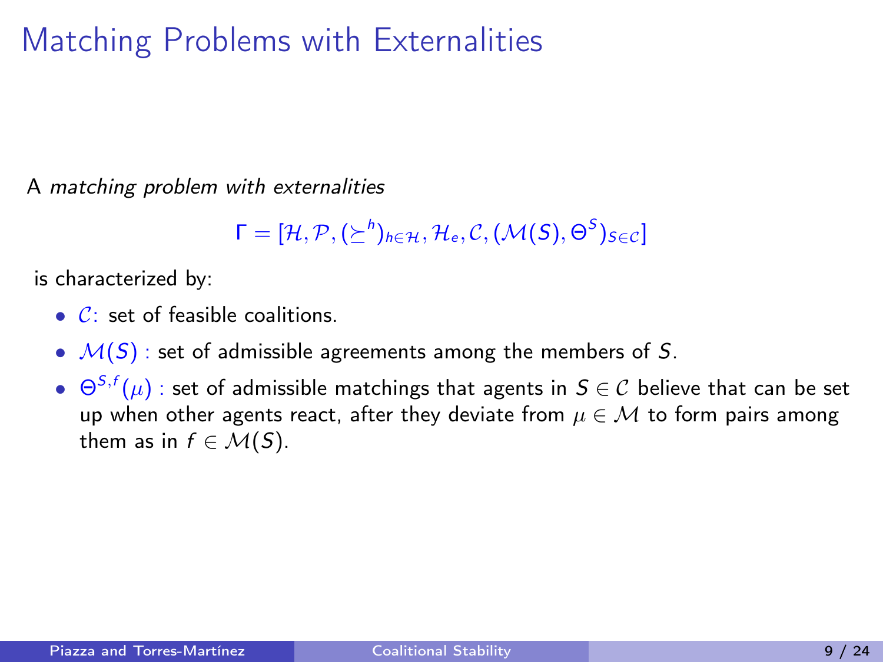# Matching Problems with Externalities

A *matching problem with externalities*

$$\Gamma = [\mathcal{H}, \mathcal{P}, (\succeq^h)_{h\in\mathcal{H}}, \mathcal{H}_e, \mathcal{C}, (\mathcal{M}(S), \Theta^S)_{S\in\mathcal{C}}]$$

is characterized by:

- $\mathcal{C}$: set of feasible coalitions.
- $\mathcal{M}(S)$ : set of admissible agreements among the members of $S$.
- $\Theta^{S,f}(\mu)$ : set of admissible matchings that agents in $S \in \mathcal{C}$ believe that can be set up when other agents react, after they deviate from $\mu \in \mathcal{M}$ to form pairs among them as in $f \in \mathcal{M}(S)$.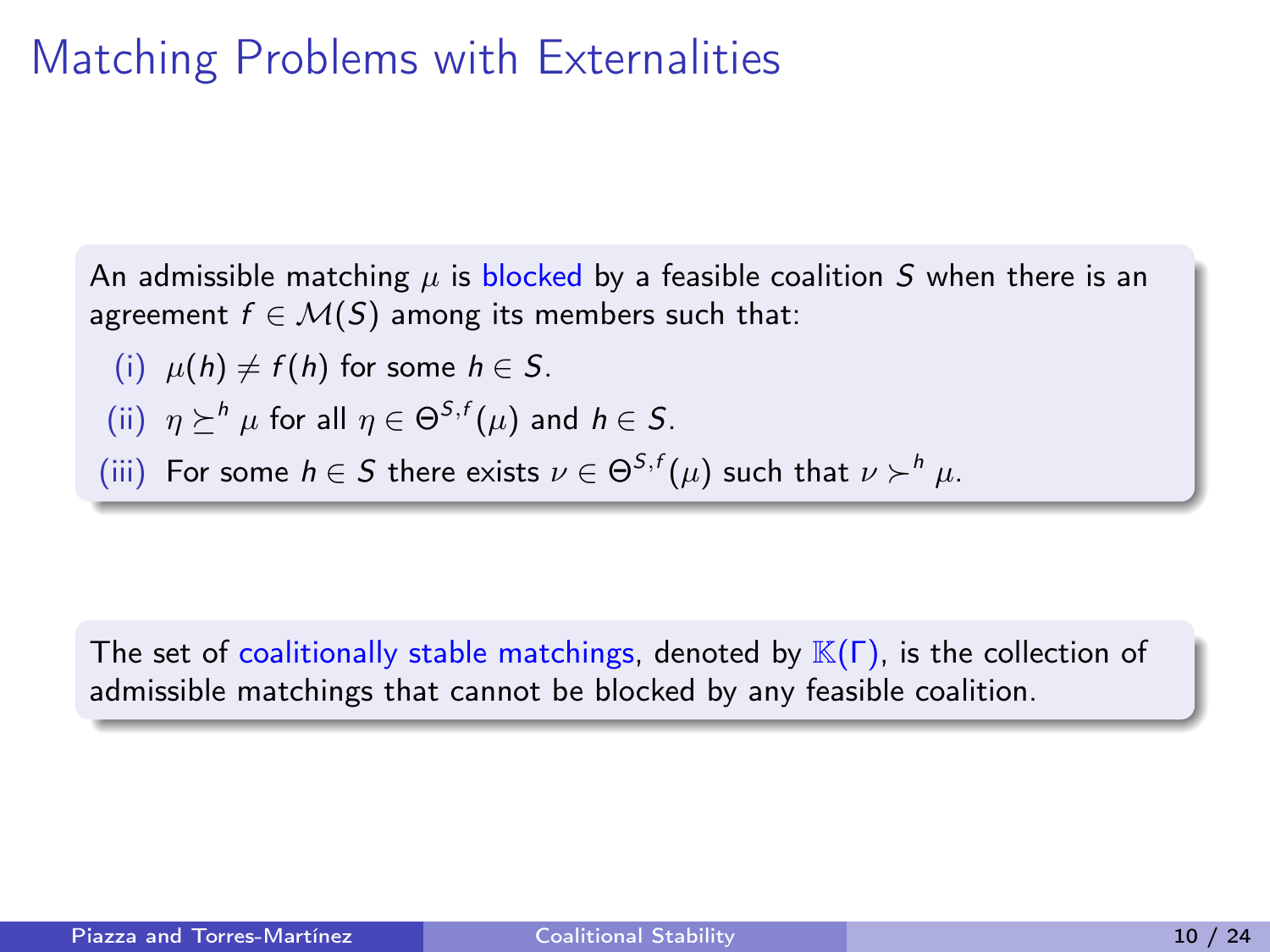# Matching Problems with Externalities

An admissible matching $\mu$ is blocked by a feasible coalition $S$ when there is an agreement $f \in \mathcal{M}(S)$ among its members such that:

(i) $\mu(h) \neq f(h)$ for some $h \in S$.

(ii) $\eta \succeq^h \mu$ for all $\eta \in \Theta^{S,f}(\mu)$ and $h \in S$.

(iii) For some $h \in S$ there exists $\nu \in \Theta^{S,f}(\mu)$ such that $\nu \succ^h \mu$.

The set of coalitionally stable matchings, denoted by $\mathbb{K}(\Gamma)$, is the collection of admissible matchings that cannot be blocked by any feasible coalition.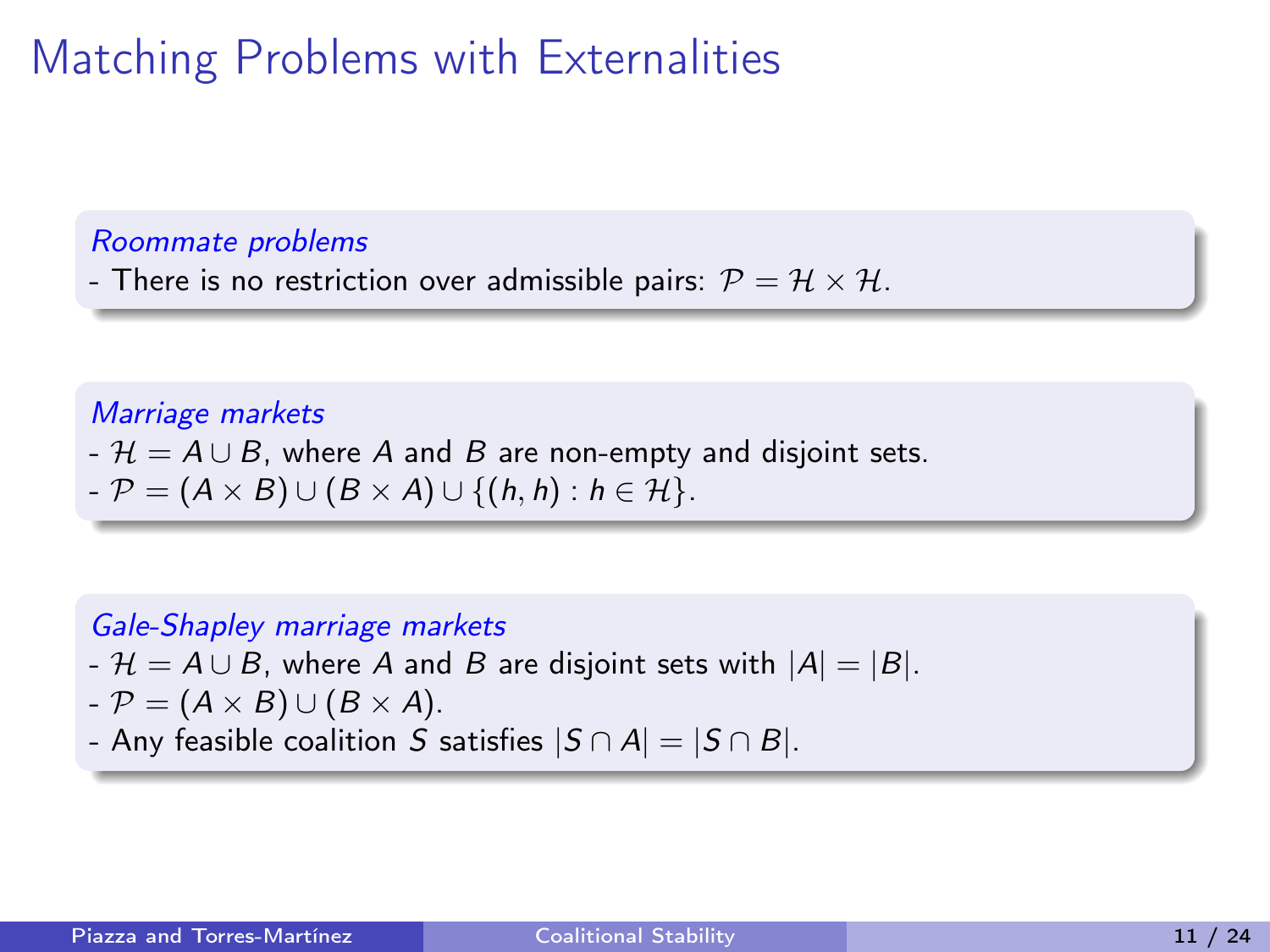# Matching Problems with Externalities

*Roommate problems*

- There is no restriction over admissible pairs: $\mathcal{P} = \mathcal{H} \times \mathcal{H}$.

*Marriage markets*

- $\mathcal{H} = A \cup B$, where $A$ and $B$ are non-empty and disjoint sets.
- $\mathcal{P} = (A \times B) \cup (B \times A) \cup \{(h, h) : h \in \mathcal{H}\}$.

*Gale-Shapley marriage markets*

- $\mathcal{H} = A \cup B$, where $A$ and $B$ are disjoint sets with $|A| = |B|$.
- $\mathcal{P} = (A \times B) \cup (B \times A)$.
- Any feasible coalition $S$ satisfies $|S \cap A| = |S \cap B|$.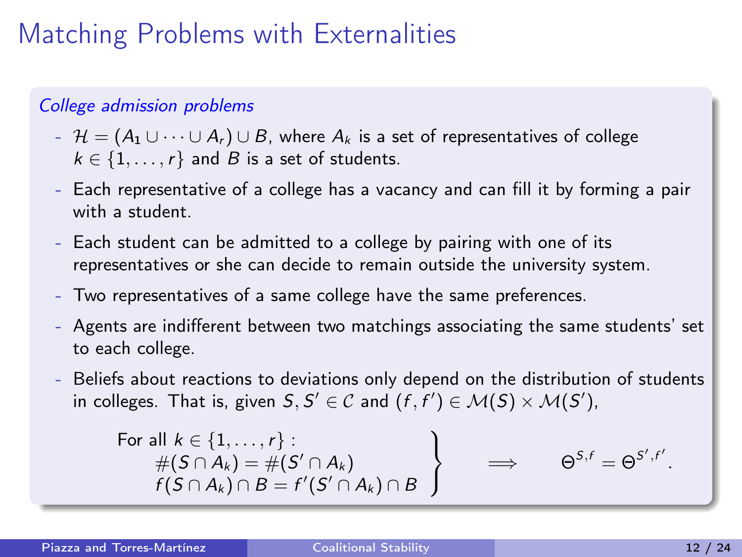# Matching Problems with Externalities

*College admission problems*

- $\mathcal{H} = (A_1 \cup \cdots \cup A_r) \cup B$, where $A_k$ is a set of representatives of college $k \in \{1, \ldots, r\}$ and $B$ is a set of students.
- Each representative of a college has a vacancy and can fill it by forming a pair with a student.
- Each student can be admitted to a college by pairing with one of its representatives or she can decide to remain outside the university system.
- Two representatives of a same college have the same preferences.
- Agents are indifferent between two matchings associating the same students' set to each college.
- Beliefs about reactions to deviations only depend on the distribution of students in colleges. That is, given $S, S' \in \mathcal{C}$ and $(f, f') \in \mathcal{M}(S) \times \mathcal{M}(S')$,

$$\left.\begin{array}{l} \text{For all } k \in \{1, \ldots, r\}: \\ \quad \#(S \cap A_k) = \#(S' \cap A_k) \\ \quad f(S \cap A_k) \cap B = f'(S' \cap A_k) \cap B \end{array}\right\} \quad \Longrightarrow \quad \Theta^{S,f} = \Theta^{S',f'}.$$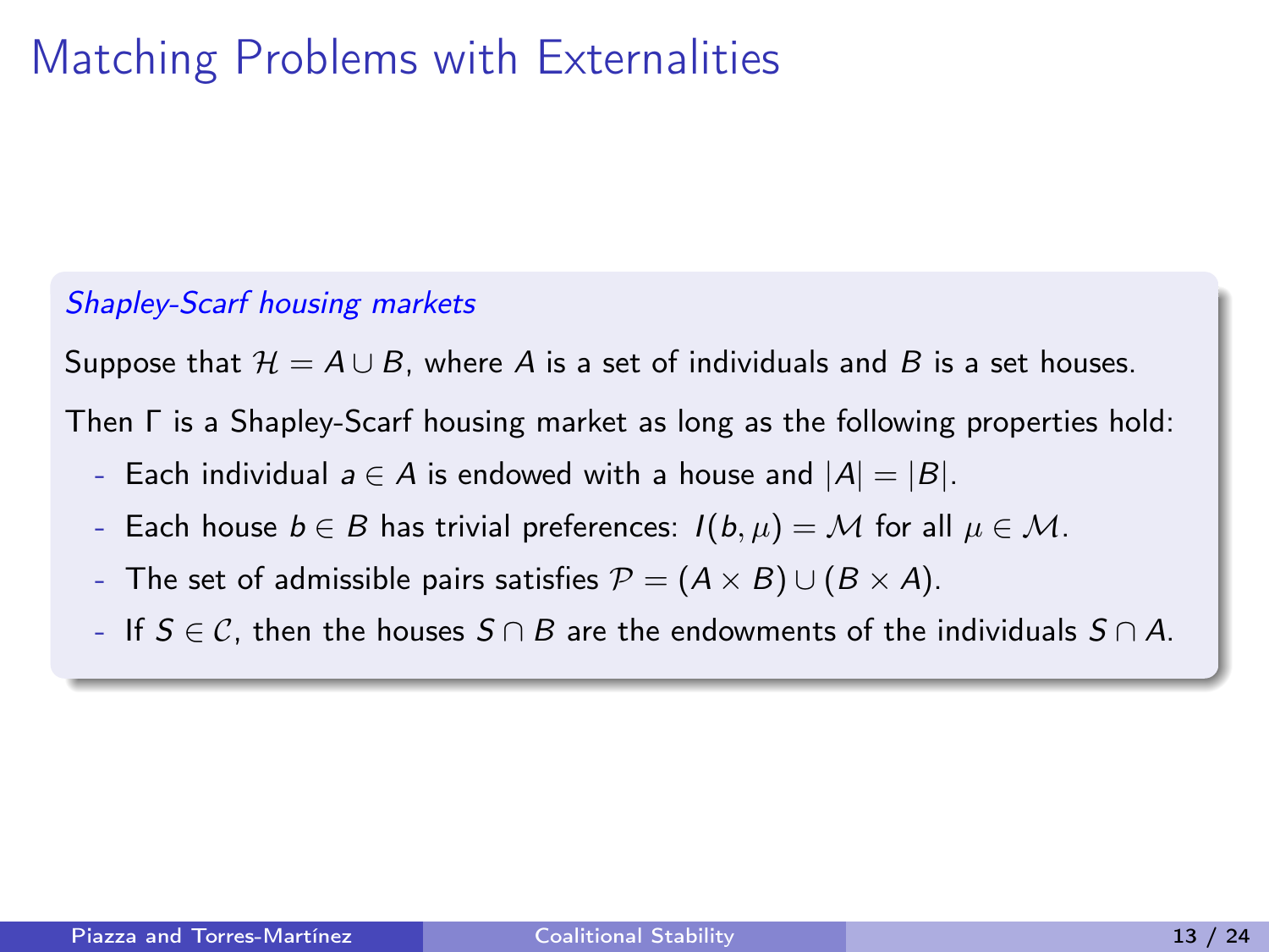# Matching Problems with Externalities

*Shapley-Scarf housing markets*

Suppose that $\mathcal{H} = A \cup B$, where $A$ is a set of individuals and $B$ is a set houses.

Then $\Gamma$ is a Shapley-Scarf housing market as long as the following properties hold:

- Each individual $a \in A$ is endowed with a house and $|A| = |B|$.
- Each house $b \in B$ has trivial preferences: $I(b, \mu) = \mathcal{M}$ for all $\mu \in \mathcal{M}$.
- The set of admissible pairs satisfies $\mathcal{P} = (A \times B) \cup (B \times A)$.
- If $S \in \mathcal{C}$, then the houses $S \cap B$ are the endowments of the individuals $S \cap A$.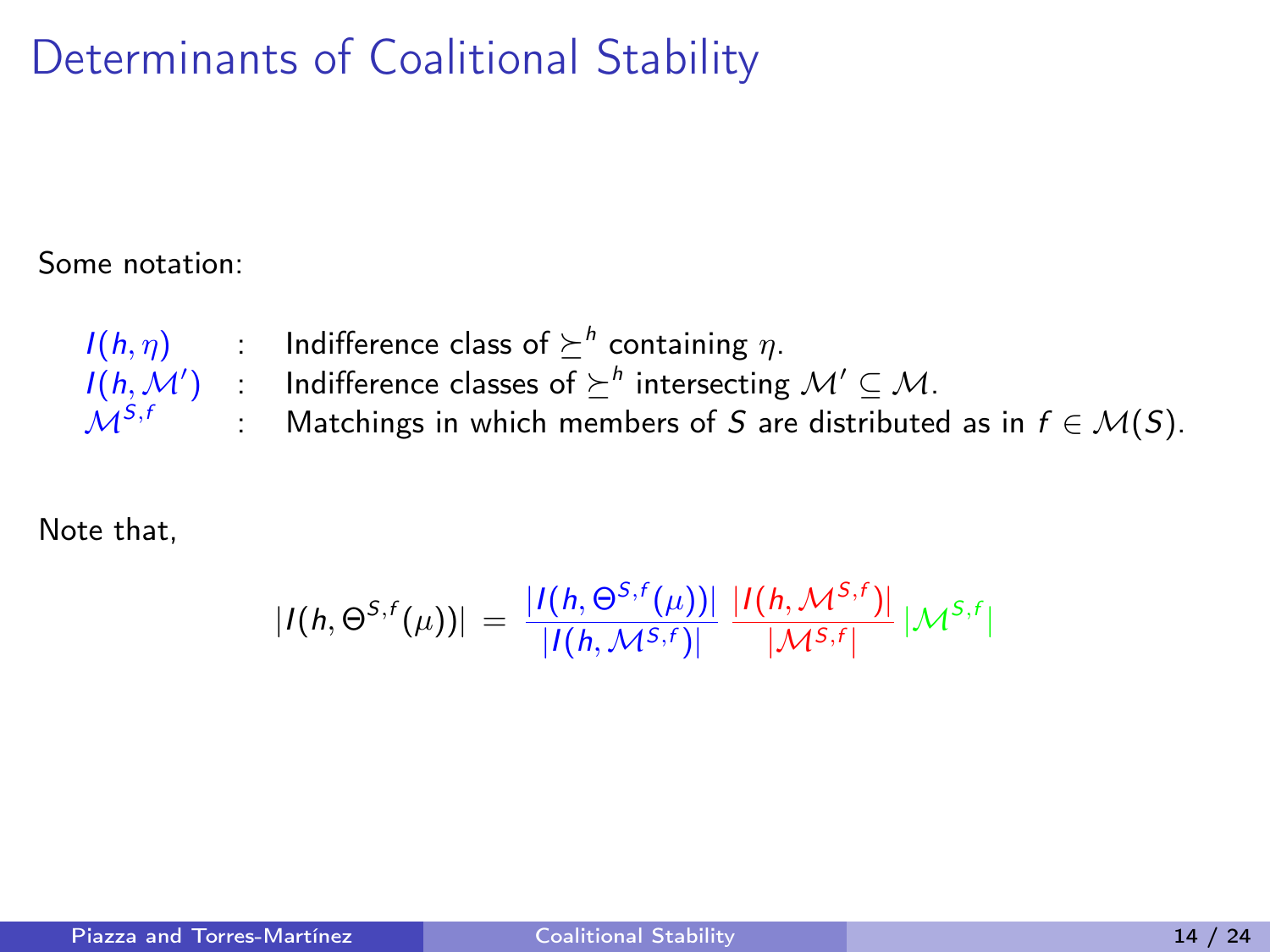# Determinants of Coalitional Stability

Some notation:

| | | |
|---|---|---|
| $I(h, \eta)$ | : | Indifference class of $\succeq^h$ containing $\eta$. |
| $I(h, \mathcal{M}')$ | : | Indifference classes of $\succeq^h$ intersecting $\mathcal{M}' \subseteq \mathcal{M}$. |
| $\mathcal{M}^{S,f}$ | : | Matchings in which members of $S$ are distributed as in $f \in \mathcal{M}(S)$. |

Note that,

$$|I(h, \Theta^{S,f}(\mu))| \;=\; \frac{|I(h, \Theta^{S,f}(\mu))|}{|I(h, \mathcal{M}^{S,f})|}\; \frac{|I(h, \mathcal{M}^{S,f})|}{|\mathcal{M}^{S,f}|}\; |\mathcal{M}^{S,f}|$$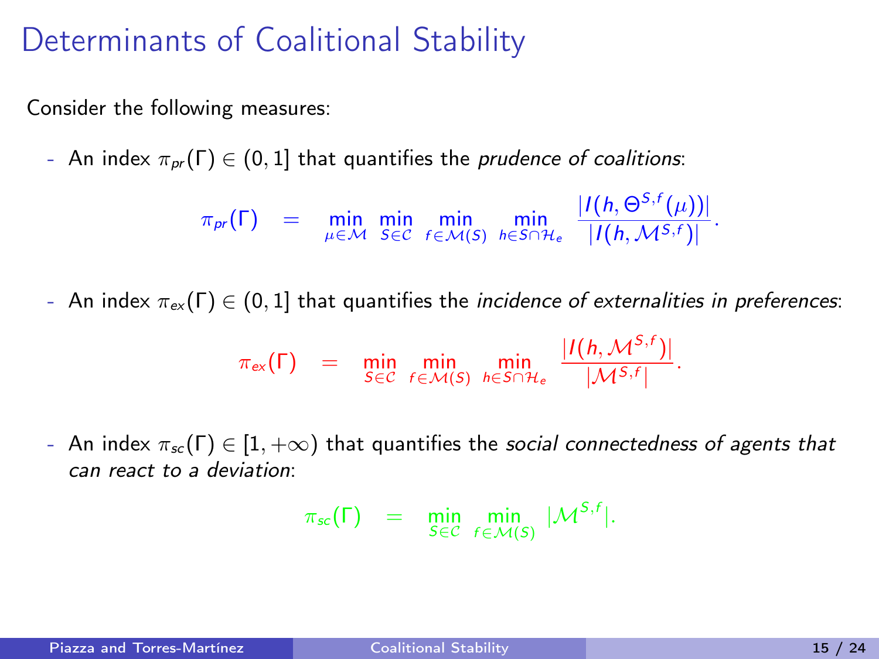# Determinants of Coalitional Stability

Consider the following measures:

- An index $\pi_{pr}(\Gamma) \in (0,1]$ that quantifies the *prudence of coalitions*:

$$\pi_{pr}(\Gamma) \;=\; \min_{\mu \in \mathcal{M}} \; \min_{S \in \mathcal{C}} \; \min_{f \in \mathcal{M}(S)} \; \min_{h \in S \cap \mathcal{H}_e} \; \frac{|I(h, \Theta^{S,f}(\mu))|}{|I(h, \mathcal{M}^{S,f})|}.$$

- An index $\pi_{ex}(\Gamma) \in (0,1]$ that quantifies the *incidence of externalities in preferences*:

$$\pi_{ex}(\Gamma) \;=\; \min_{S \in \mathcal{C}} \; \min_{f \in \mathcal{M}(S)} \; \min_{h \in S \cap \mathcal{H}_e} \; \frac{|I(h, \mathcal{M}^{S,f})|}{|\mathcal{M}^{S,f}|}.$$

- An index $\pi_{sc}(\Gamma) \in [1, +\infty)$ that quantifies the *social connectedness of agents that can react to a deviation*:

$$\pi_{sc}(\Gamma) \;=\; \min_{S \in \mathcal{C}} \; \min_{f \in \mathcal{M}(S)} \; |\mathcal{M}^{S,f}|.$$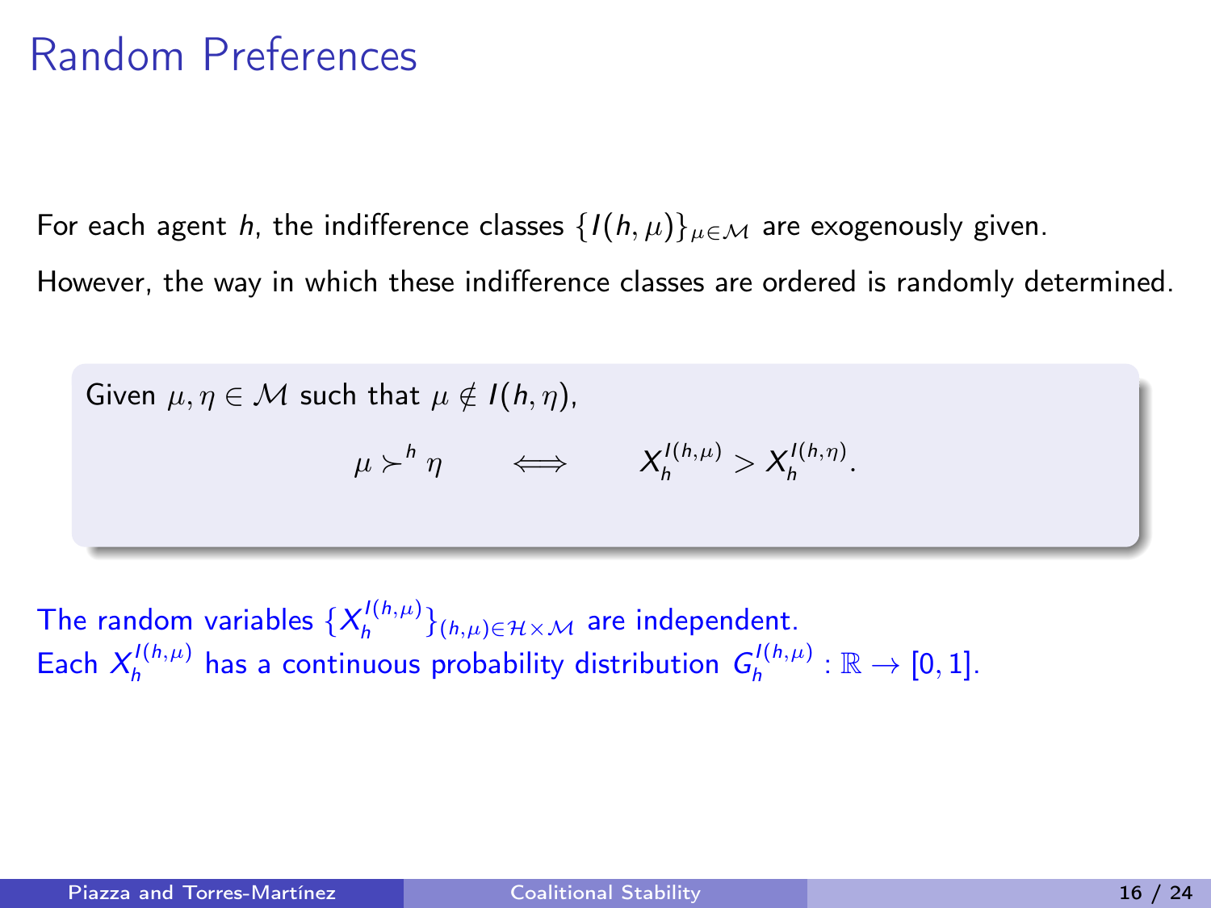# Random Preferences

For each agent $h$, the indifference classes $\{I(h,\mu)\}_{\mu \in \mathcal{M}}$ are exogenously given.

However, the way in which these indifference classes are ordered is randomly determined.

Given $\mu, \eta \in \mathcal{M}$ such that $\mu \notin I(h,\eta)$,

$$\mu \succ^h \eta \qquad \Longleftrightarrow \qquad X_h^{I(h,\mu)} > X_h^{I(h,\eta)}.$$

The random variables $\{X_h^{I(h,\mu)}\}_{(h,\mu) \in \mathcal{H} \times \mathcal{M}}$ are independent.
Each $X_h^{I(h,\mu)}$ has a continuous probability distribution $G_h^{I(h,\mu)} : \mathbb{R} \to [0,1]$.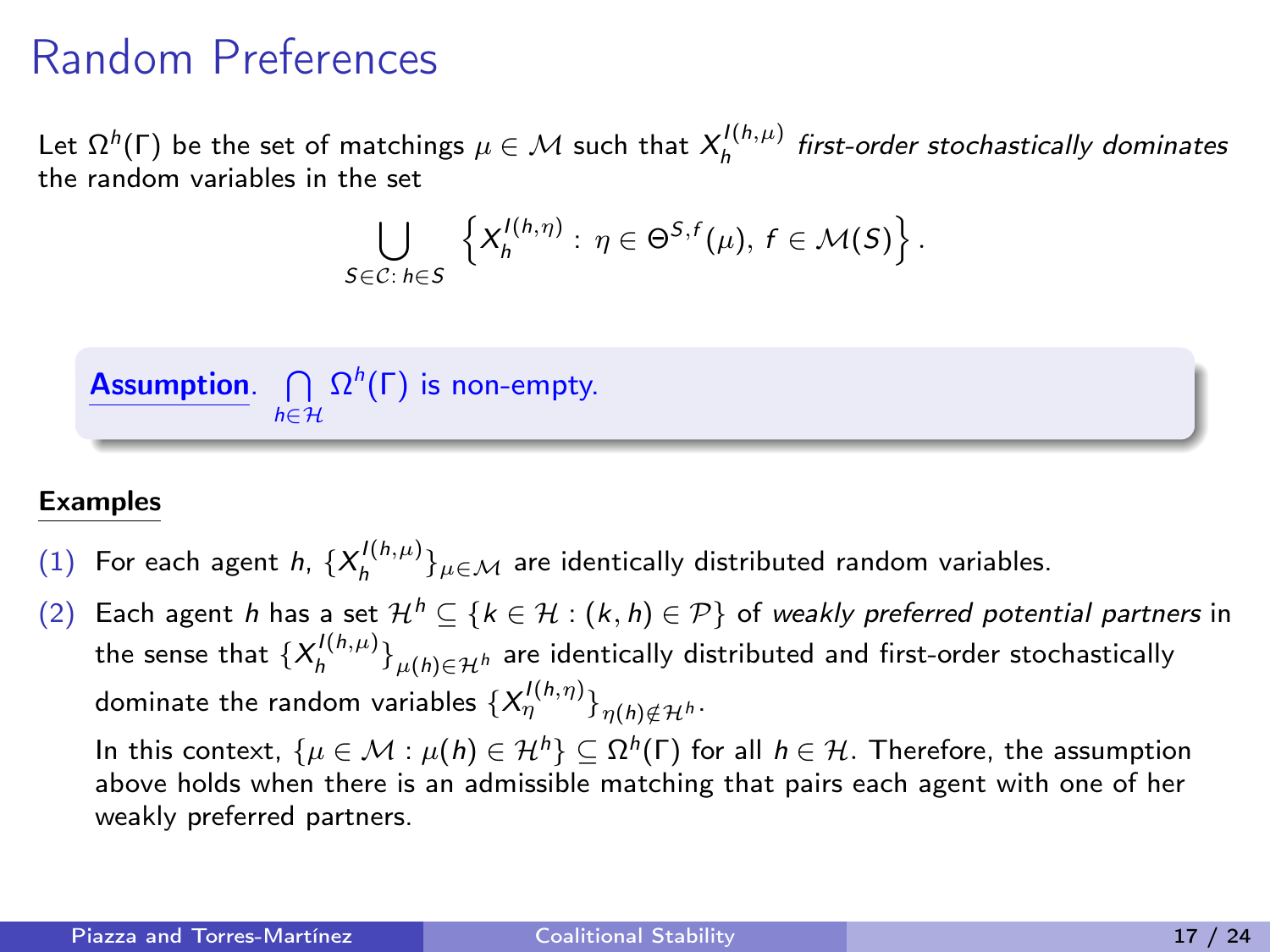# Random Preferences

Let $\Omega^h(\Gamma)$ be the set of matchings $\mu \in \mathcal{M}$ such that $X_h^{I(h,\mu)}$ *first-order stochastically dominates* the random variables in the set

$$\bigcup_{S \in \mathcal{C}:\, h \in S} \left\{ X_h^{I(h,\eta)} : \eta \in \Theta^{S,f}(\mu),\, f \in \mathcal{M}(S) \right\}.$$

**Assumption**. $\bigcap_{h \in \mathcal{H}} \Omega^h(\Gamma)$ is non-empty.

**Examples**

(1) For each agent $h$, $\{X_h^{I(h,\mu)}\}_{\mu \in \mathcal{M}}$ are identically distributed random variables.

(2) Each agent $h$ has a set $\mathcal{H}^h \subseteq \{k \in \mathcal{H} : (k,h) \in \mathcal{P}\}$ of *weakly preferred potential partners* in the sense that $\{X_h^{I(h,\mu)}\}_{\mu(h) \in \mathcal{H}^h}$ are identically distributed and first-order stochastically dominate the random variables $\{X_\eta^{I(h,\eta)}\}_{\eta(h) \notin \mathcal{H}^h}$.

In this context, $\{\mu \in \mathcal{M} : \mu(h) \in \mathcal{H}^h\} \subseteq \Omega^h(\Gamma)$ for all $h \in \mathcal{H}$. Therefore, the assumption above holds when there is an admissible matching that pairs each agent with one of her weakly preferred partners.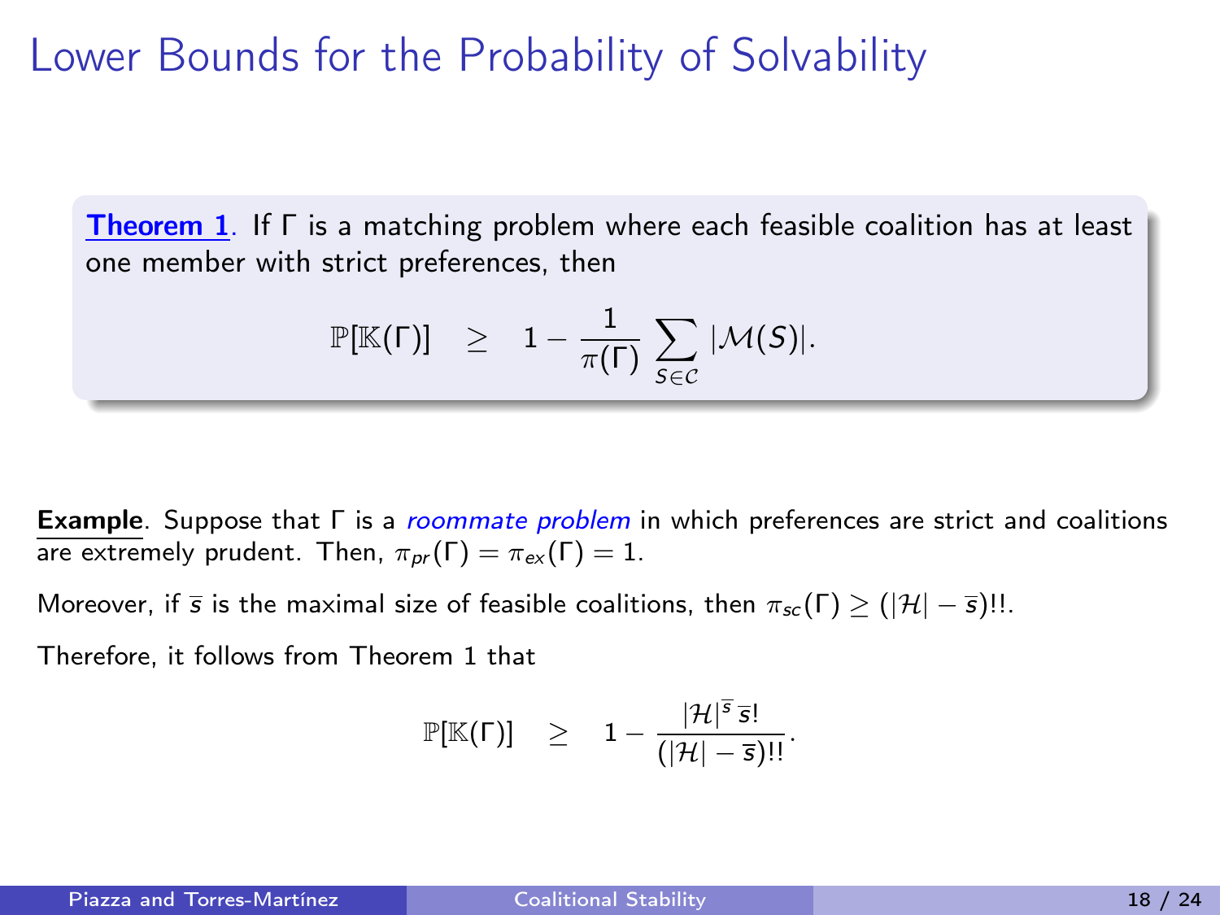# Lower Bounds for the Probability of Solvability

**Theorem 1**. If $\Gamma$ is a matching problem where each feasible coalition has at least one member with strict preferences, then

$$\mathbb{P}[\mathbb{K}(\Gamma)] \quad \geq \quad 1 - \frac{1}{\pi(\Gamma)} \sum_{S \in \mathcal{C}} |\mathcal{M}(S)|.$$

**Example**. Suppose that $\Gamma$ is a *roommate problem* in which preferences are strict and coalitions are extremely prudent. Then, $\pi_{pr}(\Gamma) = \pi_{ex}(\Gamma) = 1$.

Moreover, if $\overline{s}$ is the maximal size of feasible coalitions, then $\pi_{sc}(\Gamma) \geq (|\mathcal{H}| - \overline{s})!!$.

Therefore, it follows from Theorem 1 that

$$\mathbb{P}[\mathbb{K}(\Gamma)] \quad \geq \quad 1 - \frac{|\mathcal{H}|^{\overline{s}}\, \overline{s}!}{(|\mathcal{H}| - \overline{s})!!}.$$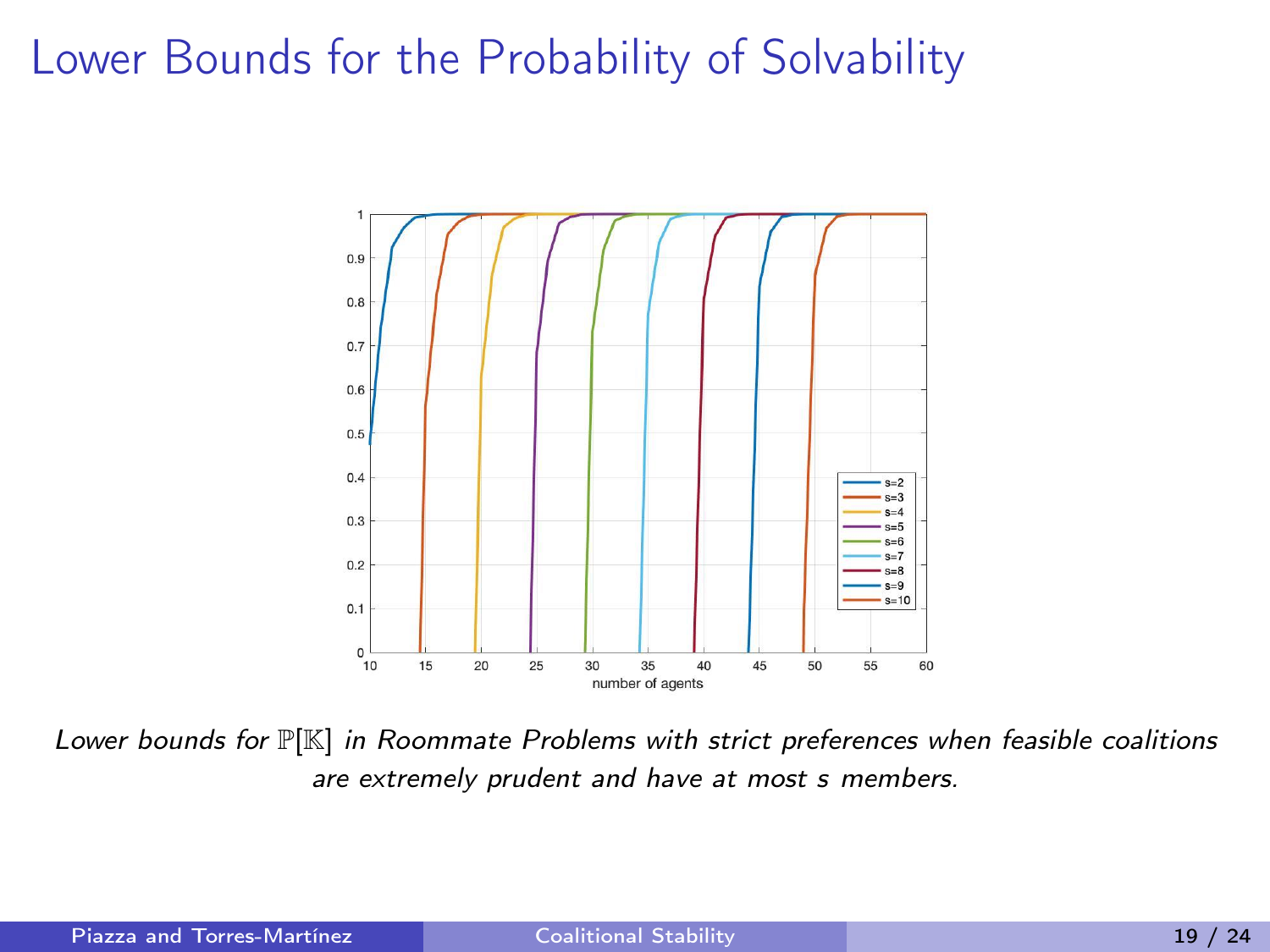# Lower Bounds for the Probability of Solvability

*Lower bounds for $\mathbb{P}[\mathbb{K}]$ in Roommate Problems with strict preferences when feasible coalitions are extremely prudent and have at most s members.*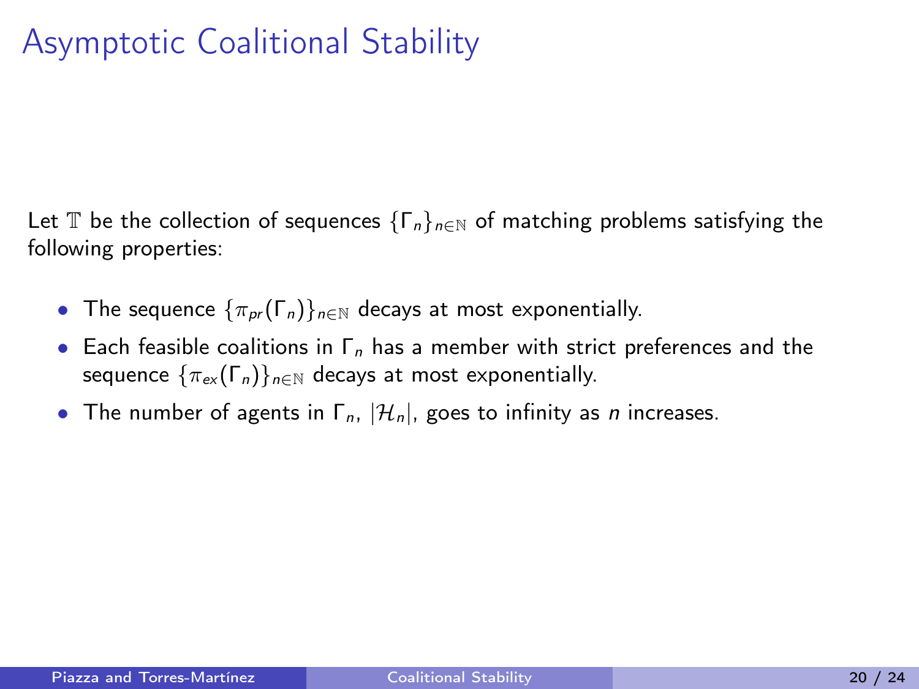# Asymptotic Coalitional Stability

Let $\mathbb{T}$ be the collection of sequences $\{\Gamma_n\}_{n\in\mathbb{N}}$ of matching problems satisfying the following properties:

- The sequence $\{\pi_{pr}(\Gamma_n)\}_{n\in\mathbb{N}}$ decays at most exponentially.
- Each feasible coalitions in $\Gamma_n$ has a member with strict preferences and the sequence $\{\pi_{ex}(\Gamma_n)\}_{n\in\mathbb{N}}$ decays at most exponentially.
- The number of agents in $\Gamma_n$, $|\mathcal{H}_n|$, goes to infinity as $n$ increases.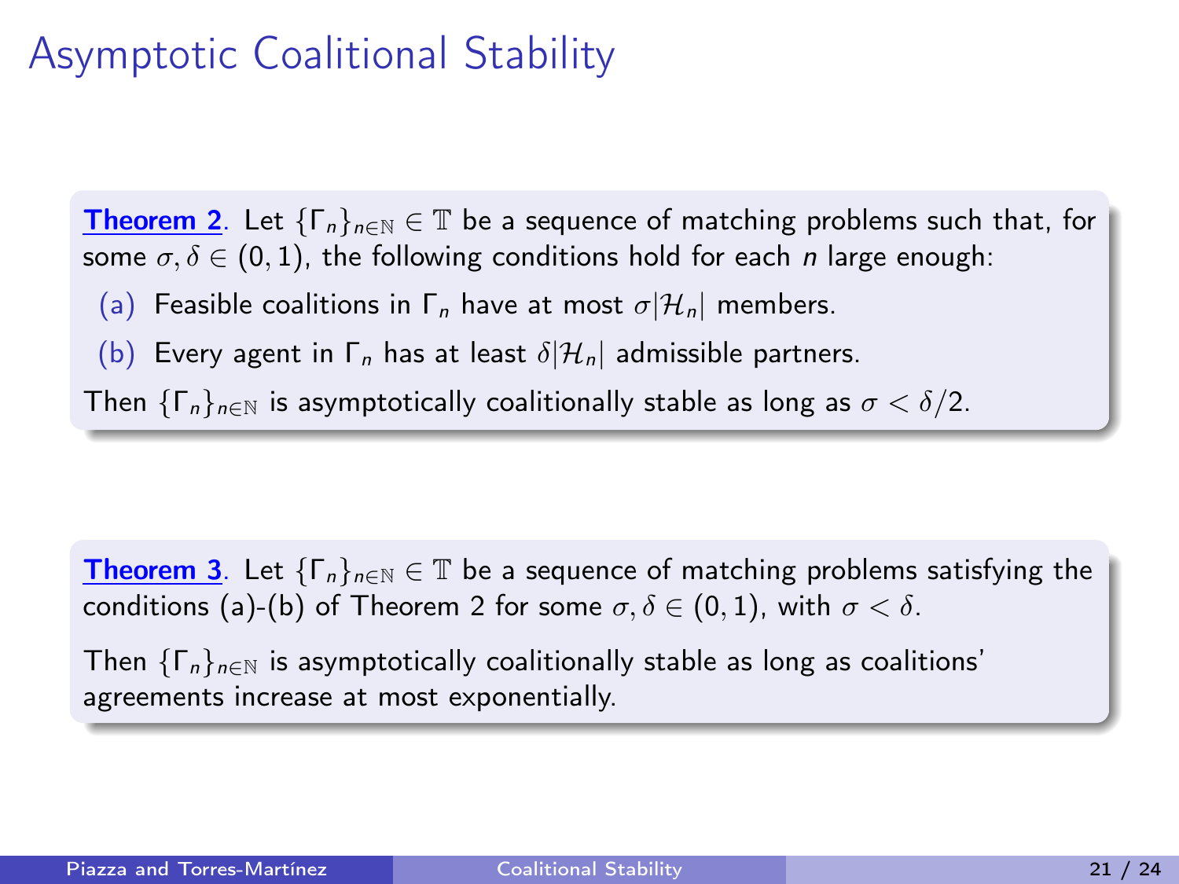# Asymptotic Coalitional Stability

**Theorem 2**. Let $\{\Gamma_n\}_{n\in\mathbb{N}} \in \mathbb{T}$ be a sequence of matching problems such that, for some $\sigma, \delta \in (0,1)$, the following conditions hold for each $n$ large enough:

(a) Feasible coalitions in $\Gamma_n$ have at most $\sigma|\mathcal{H}_n|$ members.

(b) Every agent in $\Gamma_n$ has at least $\delta|\mathcal{H}_n|$ admissible partners.

Then $\{\Gamma_n\}_{n\in\mathbb{N}}$ is asymptotically coalitionally stable as long as $\sigma < \delta/2$.

**Theorem 3**. Let $\{\Gamma_n\}_{n\in\mathbb{N}} \in \mathbb{T}$ be a sequence of matching problems satisfying the conditions (a)-(b) of Theorem 2 for some $\sigma, \delta \in (0,1)$, with $\sigma < \delta$.

Then $\{\Gamma_n\}_{n\in\mathbb{N}}$ is asymptotically coalitionally stable as long as coalitions' agreements increase at most exponentially.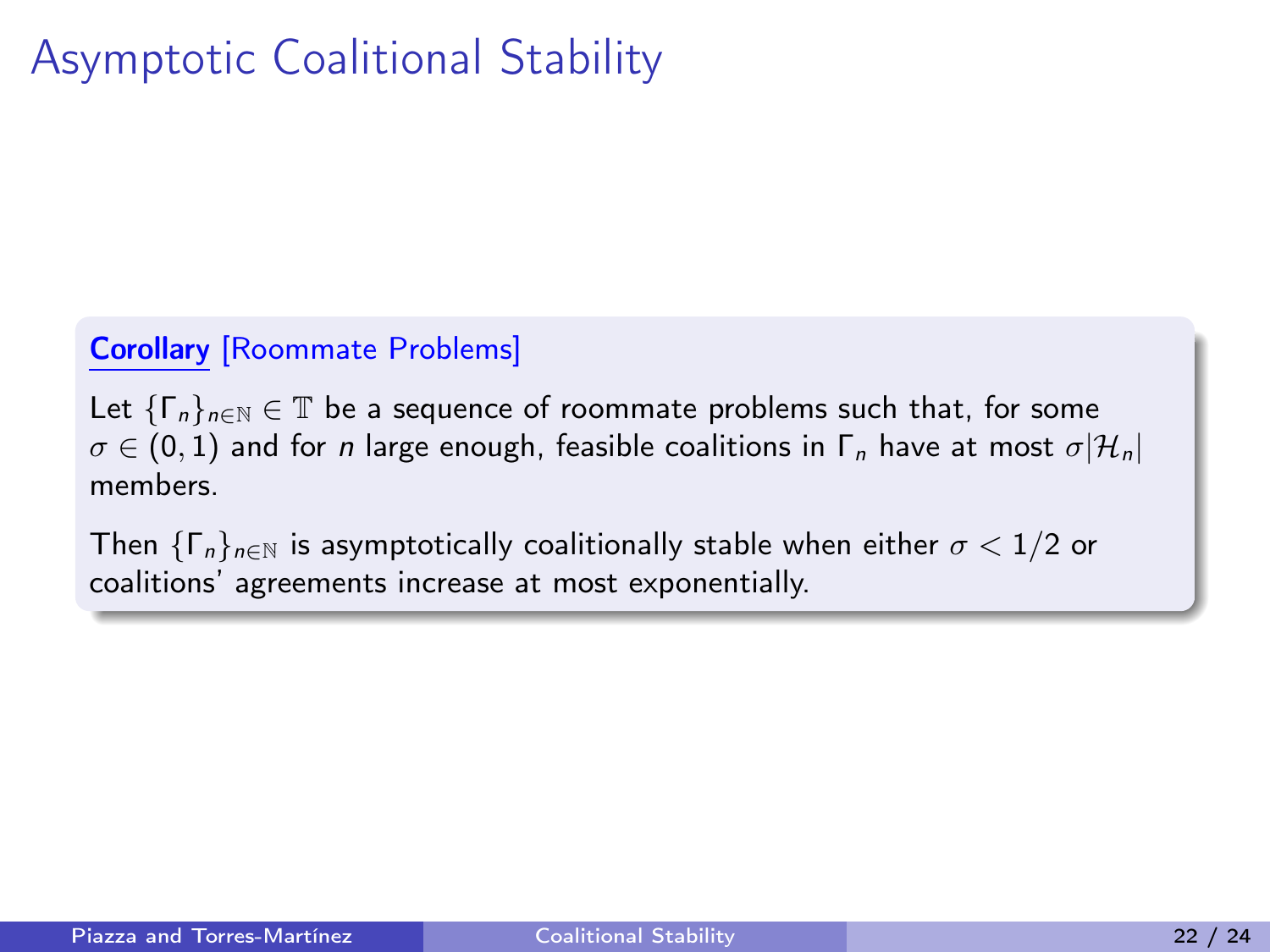# Asymptotic Coalitional Stability

**Corollary** [Roommate Problems]

Let $\{\Gamma_n\}_{n\in\mathbb{N}} \in \mathbb{T}$ be a sequence of roommate problems such that, for some $\sigma \in (0,1)$ and for $n$ large enough, feasible coalitions in $\Gamma_n$ have at most $\sigma|\mathcal{H}_n|$ members.

Then $\{\Gamma_n\}_{n\in\mathbb{N}}$ is asymptotically coalitionally stable when either $\sigma < 1/2$ or coalitions' agreements increase at most exponentially.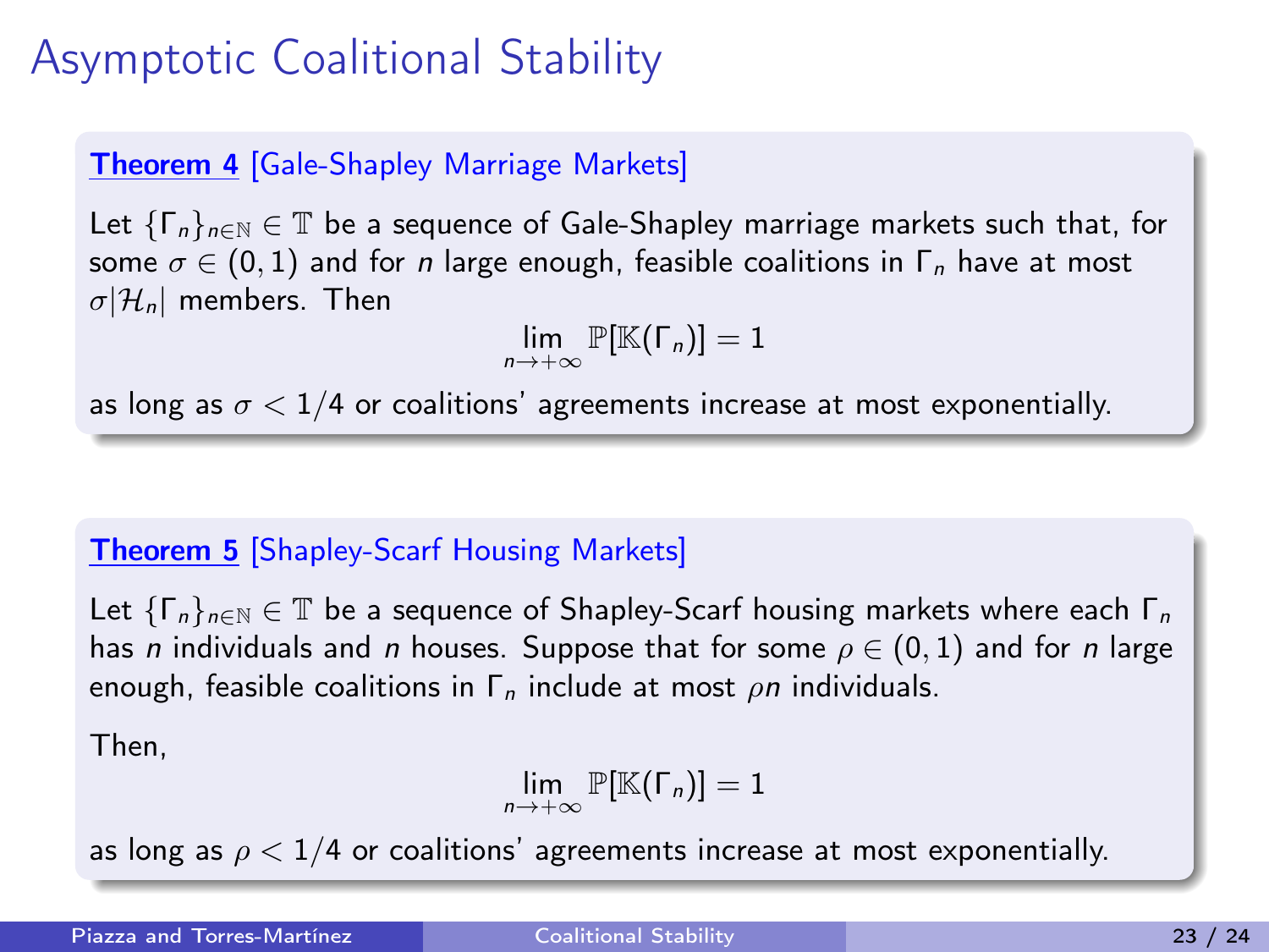# Asymptotic Coalitional Stability

**Theorem 4** [Gale-Shapley Marriage Markets]

Let $\{\Gamma_n\}_{n\in\mathbb{N}} \in \mathbb{T}$ be a sequence of Gale-Shapley marriage markets such that, for some $\sigma \in (0,1)$ and for $n$ large enough, feasible coalitions in $\Gamma_n$ have at most $\sigma|\mathcal{H}_n|$ members. Then

$$\lim_{n\to+\infty} \mathbb{P}[\mathbb{K}(\Gamma_n)] = 1$$

as long as $\sigma < 1/4$ or coalitions' agreements increase at most exponentially.

**Theorem 5** [Shapley-Scarf Housing Markets]

Let $\{\Gamma_n\}_{n\in\mathbb{N}} \in \mathbb{T}$ be a sequence of Shapley-Scarf housing markets where each $\Gamma_n$ has $n$ individuals and $n$ houses. Suppose that for some $\rho \in (0,1)$ and for $n$ large enough, feasible coalitions in $\Gamma_n$ include at most $\rho n$ individuals.

Then,

$$\lim_{n\to+\infty} \mathbb{P}[\mathbb{K}(\Gamma_n)] = 1$$

as long as $\rho < 1/4$ or coalitions' agreements increase at most exponentially.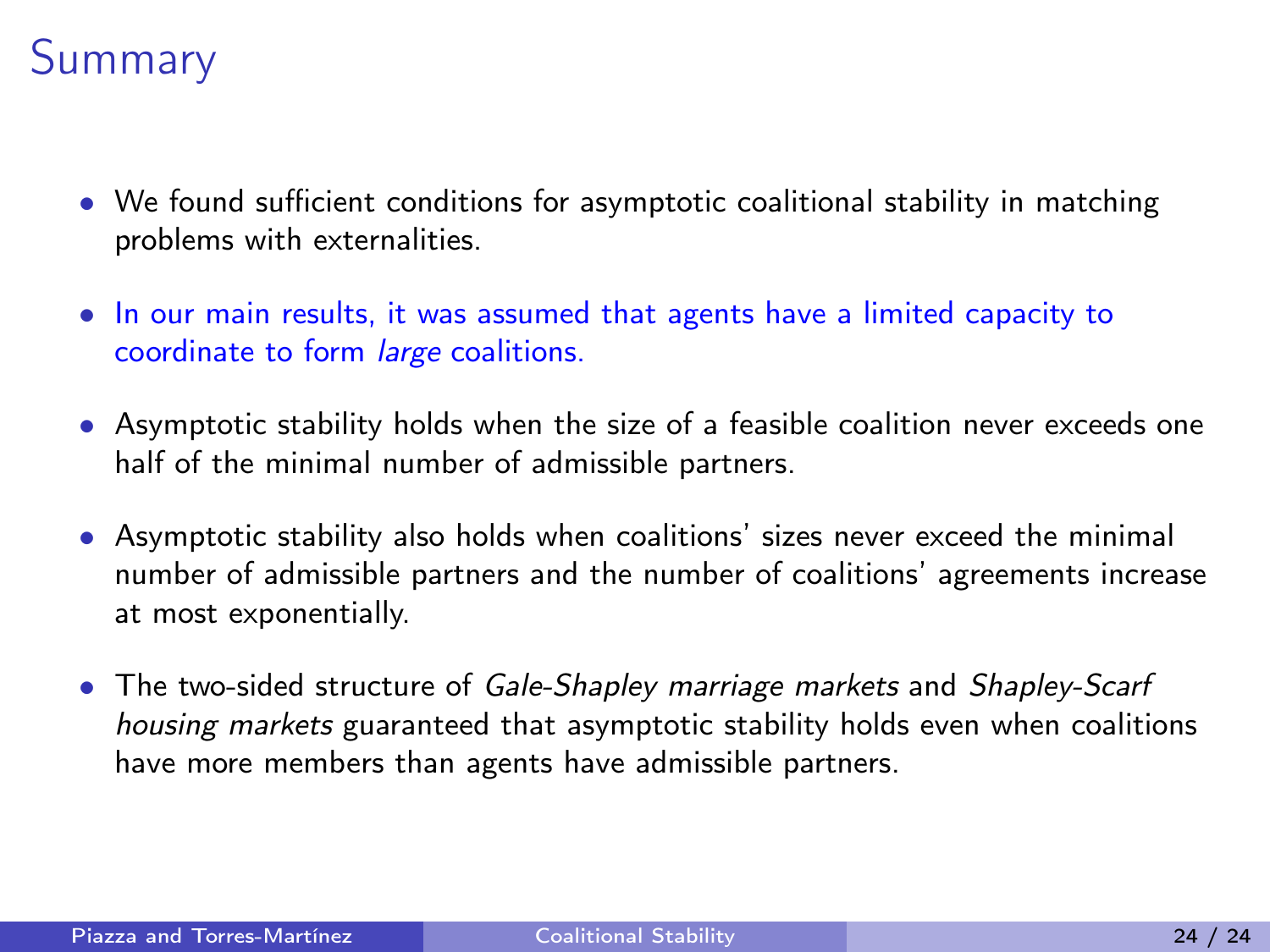# Summary

- We found sufficient conditions for asymptotic coalitional stability in matching problems with externalities.
- In our main results, it was assumed that agents have a limited capacity to coordinate to form *large* coalitions.
- Asymptotic stability holds when the size of a feasible coalition never exceeds one half of the minimal number of admissible partners.
- Asymptotic stability also holds when coalitions' sizes never exceed the minimal number of admissible partners and the number of coalitions' agreements increase at most exponentially.
- The two-sided structure of *Gale-Shapley marriage markets* and *Shapley-Scarf housing markets* guaranteed that asymptotic stability holds even when coalitions have more members than agents have admissible partners.